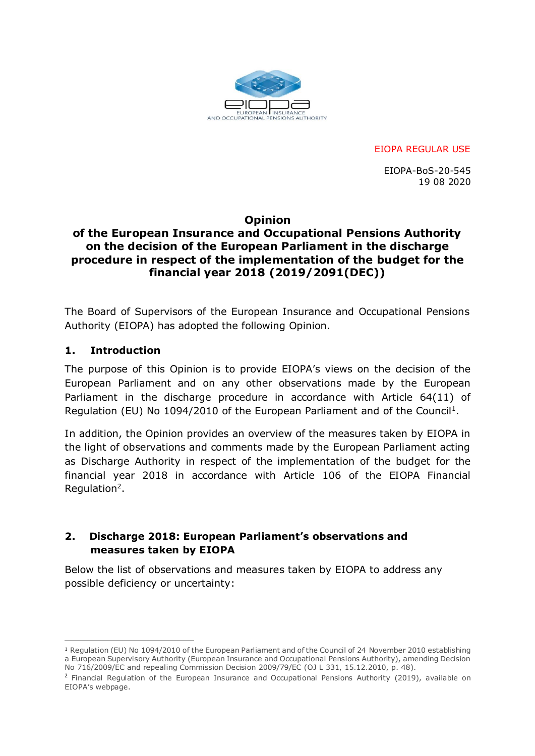EIOPA REGULAR USE

EIOPA-BoS-20-545
19 08 2020

# Opinion of the European Insurance and Occupational Pensions Authority on the decision of the European Parliament in the discharge procedure in respect of the implementation of the budget for the financial year 2018 (2019/2091(DEC))

The Board of Supervisors of the European Insurance and Occupational Pensions Authority (EIOPA) has adopted the following Opinion.

## 1. Introduction

The purpose of this Opinion is to provide EIOPA's views on the decision of the European Parliament and on any other observations made by the European Parliament in the discharge procedure in accordance with Article 64(11) of Regulation (EU) No 1094/2010 of the European Parliament and of the Council[1].

In addition, the Opinion provides an overview of the measures taken by EIOPA in the light of observations and comments made by the European Parliament acting as Discharge Authority in respect of the implementation of the budget for the financial year 2018 in accordance with Article 106 of the EIOPA Financial Regulation[2].

## 2. Discharge 2018: European Parliament's observations and measures taken by EIOPA

Below the list of observations and measures taken by EIOPA to address any possible deficiency or uncertainty:

---

[1] Regulation (EU) No 1094/2010 of the European Parliament and of the Council of 24 November 2010 establishing a European Supervisory Authority (European Insurance and Occupational Pensions Authority), amending Decision No 716/2009/EC and repealing Commission Decision 2009/79/EC (OJ L 331, 15.12.2010, p. 48).

[2] Financial Regulation of the European Insurance and Occupational Pensions Authority (2019), available on EIOPA's webpage.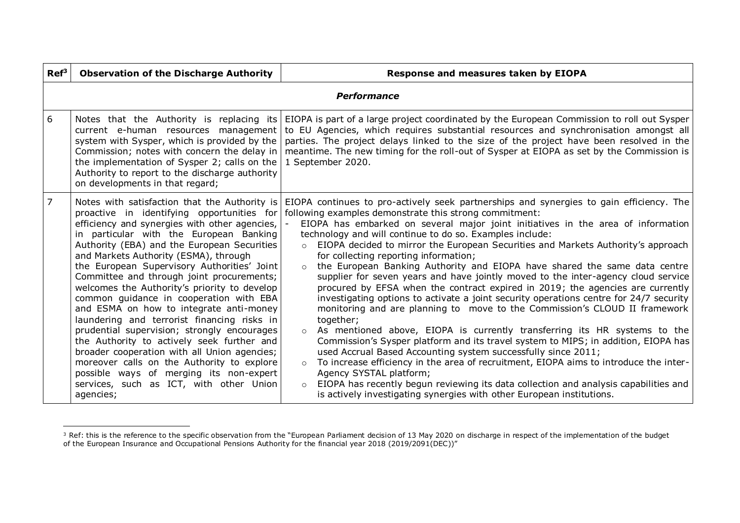| Ref[3] | Observation of the Discharge Authority | Response and measures taken by EIOPA |
|---|---|---|
| ***Performance*** | | |
| 6 | Notes that the Authority is replacing its current e-human resources management system with Sysper, which is provided by the Commission; notes with concern the delay in the implementation of Sysper 2; calls on the Authority to report to the discharge authority on developments in that regard; | EIOPA is part of a large project coordinated by the European Commission to roll out Sysper to EU Agencies, which requires substantial resources and synchronisation amongst all parties. The project delays linked to the size of the project have been resolved in the meantime. The new timing for the roll-out of Sysper at EIOPA as set by the Commission is 1 September 2020. |
| 7 | Notes with satisfaction that the Authority is proactive in identifying opportunities for efficiency and synergies with other agencies, in particular with the European Banking Authority (EBA) and the European Securities and Markets Authority (ESMA), through the European Supervisory Authorities' Joint Committee and through joint procurements; welcomes the Authority's priority to develop common guidance in cooperation with EBA and ESMA on how to integrate anti-money laundering and terrorist financing risks in prudential supervision; strongly encourages the Authority to actively seek further and broader cooperation with all Union agencies; moreover calls on the Authority to explore possible ways of merging its non-expert services, such as ICT, with other Union agencies; | EIOPA continues to pro-actively seek partnerships and synergies to gain efficiency. The following examples demonstrate this strong commitment:<br>- EIOPA has embarked on several major joint initiatives in the area of information technology and will continue to do so. Examples include:<br>&nbsp;&nbsp;○ EIOPA decided to mirror the European Securities and Markets Authority's approach for collecting reporting information;<br>&nbsp;&nbsp;○ the European Banking Authority and EIOPA have shared the same data centre supplier for seven years and have jointly moved to the inter-agency cloud service procured by EFSA when the contract expired in 2019; the agencies are currently investigating options to activate a joint security operations centre for 24/7 security monitoring and are planning to move to the Commission's CLOUD II framework together;<br>&nbsp;&nbsp;○ As mentioned above, EIOPA is currently transferring its HR systems to the Commission's Sysper platform and its travel system to MIPS; in addition, EIOPA has used Accrual Based Accounting system successfully since 2011;<br>&nbsp;&nbsp;○ To increase efficiency in the area of recruitment, EIOPA aims to introduce the inter-Agency SYSTAL platform;<br>&nbsp;&nbsp;○ EIOPA has recently begun reviewing its data collection and analysis capabilities and is actively investigating synergies with other European institutions. |

[3] Ref: this is the reference to the specific observation from the "European Parliament decision of 13 May 2020 on discharge in respect of the implementation of the budget of the European Insurance and Occupational Pensions Authority for the financial year 2018 (2019/2091(DEC))"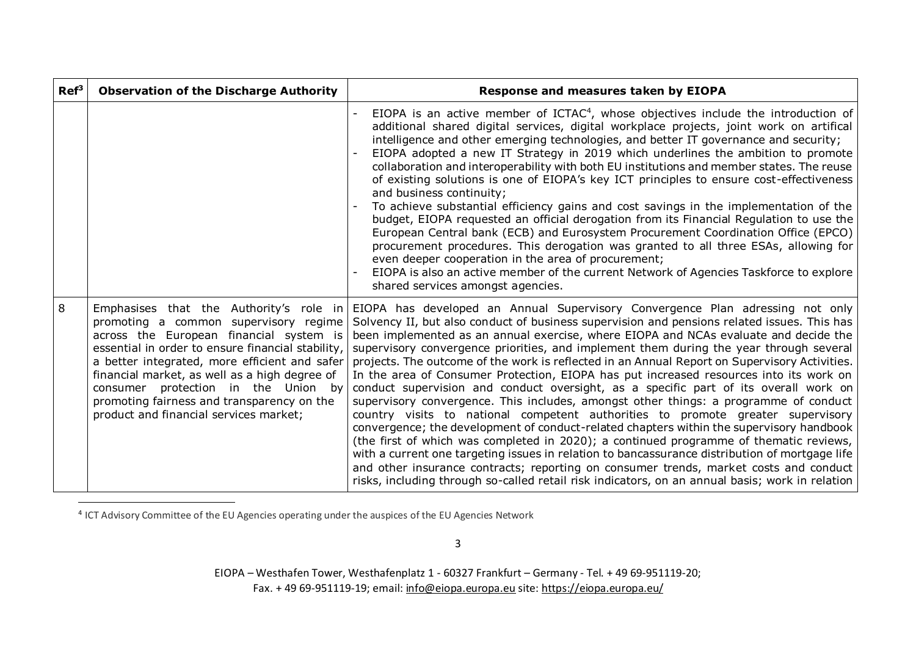| Ref[3] | Observation of the Discharge Authority | Response and measures taken by EIOPA |
|---|---|---|
| | | - EIOPA is an active member of ICTAC[4], whose objectives include the introduction of additional shared digital services, digital workplace projects, joint work on artifical intelligence and other emerging technologies, and better IT governance and security;<br>- EIOPA adopted a new IT Strategy in 2019 which underlines the ambition to promote collaboration and interoperability with both EU institutions and member states. The reuse of existing solutions is one of EIOPA's key ICT principles to ensure cost-effectiveness and business continuity;<br>- To achieve substantial efficiency gains and cost savings in the implementation of the budget, EIOPA requested an official derogation from its Financial Regulation to use the European Central bank (ECB) and Eurosystem Procurement Coordination Office (EPCO) procurement procedures. This derogation was granted to all three ESAs, allowing for even deeper cooperation in the area of procurement;<br>- EIOPA is also an active member of the current Network of Agencies Taskforce to explore shared services amongst agencies. |
| 8 | Emphasises that the Authority's role in promoting a common supervisory regime across the European financial system is essential in order to ensure financial stability, a better integrated, more efficient and safer financial market, as well as a high degree of consumer protection in the Union by promoting fairness and transparency on the product and financial services market; | EIOPA has developed an Annual Supervisory Convergence Plan adressing not only Solvency II, but also conduct of business supervision and pensions related issues. This has been implemented as an annual exercise, where EIOPA and NCAs evaluate and decide the supervisory convergence priorities, and implement them during the year through several projects. The outcome of the work is reflected in an Annual Report on Supervisory Activities. In the area of Consumer Protection, EIOPA has put increased resources into its work on conduct supervision and conduct oversight, as a specific part of its overall work on supervisory convergence. This includes, amongst other things: a programme of conduct country visits to national competent authorities to promote greater supervisory convergence; the development of conduct-related chapters within the supervisory handbook (the first of which was completed in 2020); a continued programme of thematic reviews, with a current one targeting issues in relation to bancassurance distribution of mortgage life and other insurance contracts; reporting on consumer trends, market costs and conduct risks, including through so-called retail risk indicators, on an annual basis; work in relation |

[4] ICT Advisory Committee of the EU Agencies operating under the auspices of the EU Agencies Network

EIOPA – Westhafen Tower, Westhafenplatz 1 - 60327 Frankfurt – Germany - Tel. + 49 69-951119-20;
Fax. + 49 69-951119-19; email: info@eiopa.europa.eu site: https://eiopa.europa.eu/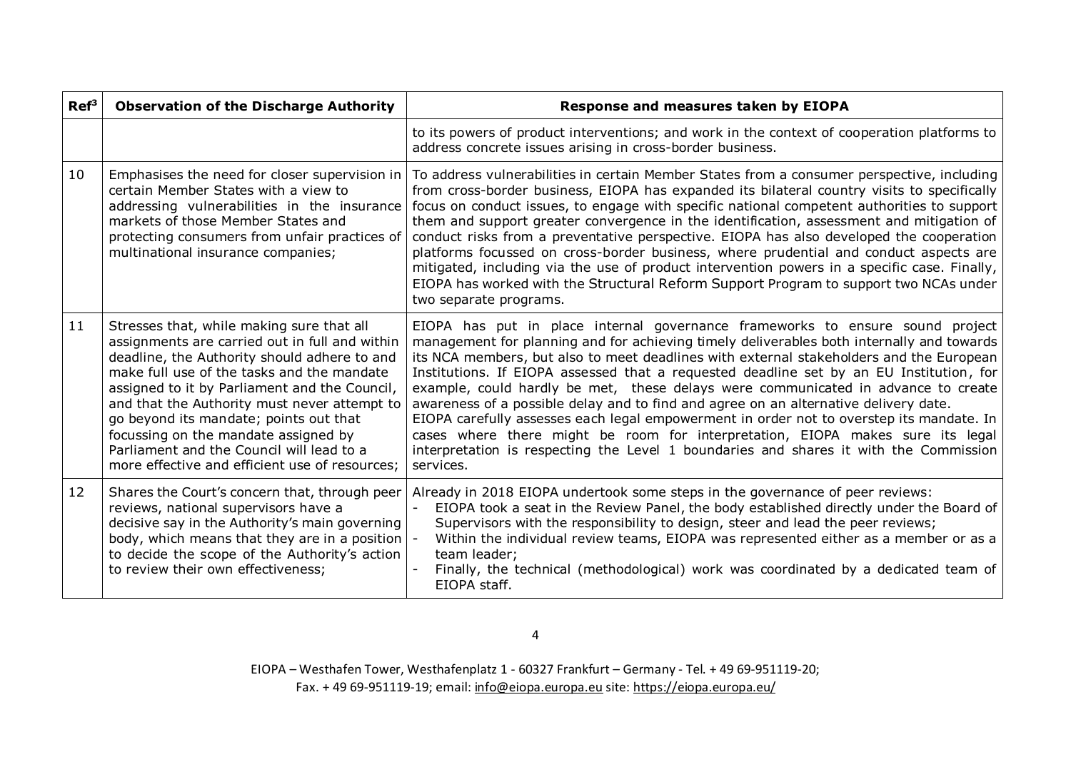| Ref[3] | Observation of the Discharge Authority | Response and measures taken by EIOPA |
|---|---|---|
| | | to its powers of product interventions; and work in the context of cooperation platforms to address concrete issues arising in cross-border business. |
| 10 | Emphasises the need for closer supervision in certain Member States with a view to addressing vulnerabilities in the insurance markets of those Member States and protecting consumers from unfair practices of multinational insurance companies; | To address vulnerabilities in certain Member States from a consumer perspective, including from cross-border business, EIOPA has expanded its bilateral country visits to specifically focus on conduct issues, to engage with specific national competent authorities to support them and support greater convergence in the identification, assessment and mitigation of conduct risks from a preventative perspective. EIOPA has also developed the cooperation platforms focussed on cross-border business, where prudential and conduct aspects are mitigated, including via the use of product intervention powers in a specific case. Finally, EIOPA has worked with the Structural Reform Support Program to support two NCAs under two separate programs. |
| 11 | Stresses that, while making sure that all assignments are carried out in full and within deadline, the Authority should adhere to and make full use of the tasks and the mandate assigned to it by Parliament and the Council, and that the Authority must never attempt to go beyond its mandate; points out that focussing on the mandate assigned by Parliament and the Council will lead to a more effective and efficient use of resources; | EIOPA has put in place internal governance frameworks to ensure sound project management for planning and for achieving timely deliverables both internally and towards its NCA members, but also to meet deadlines with external stakeholders and the European Institutions. If EIOPA assessed that a requested deadline set by an EU Institution, for example, could hardly be met, these delays were communicated in advance to create awareness of a possible delay and to find and agree on an alternative delivery date.<br>EIOPA carefully assesses each legal empowerment in order not to overstep its mandate. In cases where there might be room for interpretation, EIOPA makes sure its legal interpretation is respecting the Level 1 boundaries and shares it with the Commission services. |
| 12 | Shares the Court's concern that, through peer reviews, national supervisors have a decisive say in the Authority's main governing body, which means that they are in a position to decide the scope of the Authority's action to review their own effectiveness; | Already in 2018 EIOPA undertook some steps in the governance of peer reviews:<br>- EIOPA took a seat in the Review Panel, the body established directly under the Board of Supervisors with the responsibility to design, steer and lead the peer reviews;<br>- Within the individual review teams, EIOPA was represented either as a member or as a team leader;<br>- Finally, the technical (methodological) work was coordinated by a dedicated team of EIOPA staff. |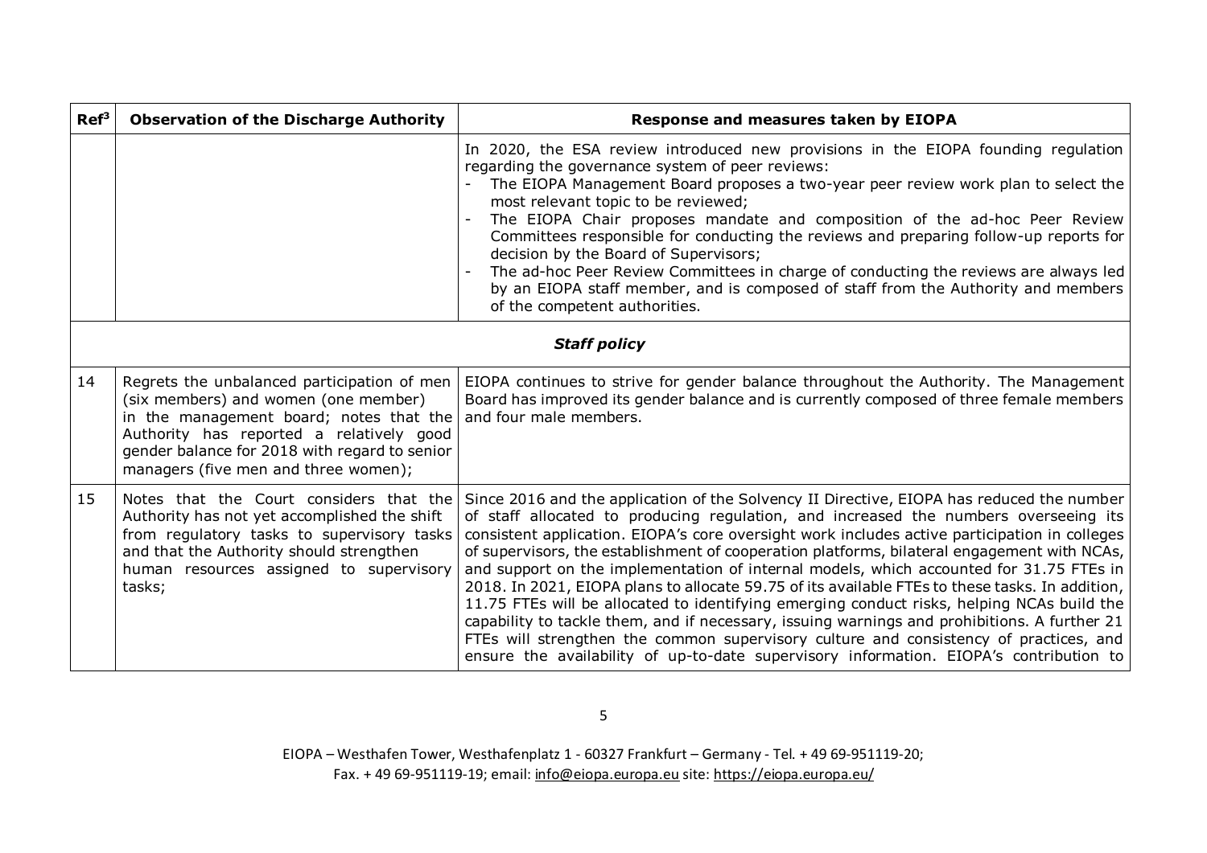| Ref[3] | Observation of the Discharge Authority | Response and measures taken by EIOPA |
|---|---|---|
| | | In 2020, the ESA review introduced new provisions in the EIOPA founding regulation regarding the governance system of peer reviews:<br>- The EIOPA Management Board proposes a two-year peer review work plan to select the most relevant topic to be reviewed;<br>- The EIOPA Chair proposes mandate and composition of the ad-hoc Peer Review Committees responsible for conducting the reviews and preparing follow-up reports for decision by the Board of Supervisors;<br>- The ad-hoc Peer Review Committees in charge of conducting the reviews are always led by an EIOPA staff member, and is composed of staff from the Authority and members of the competent authorities. |
| | | ***Staff policy*** |
| 14 | Regrets the unbalanced participation of men (six members) and women (one member) in the management board; notes that the Authority has reported a relatively good gender balance for 2018 with regard to senior managers (five men and three women); | EIOPA continues to strive for gender balance throughout the Authority. The Management Board has improved its gender balance and is currently composed of three female members and four male members. |
| 15 | Notes that the Court considers that the Authority has not yet accomplished the shift from regulatory tasks to supervisory tasks and that the Authority should strengthen human resources assigned to supervisory tasks; | Since 2016 and the application of the Solvency II Directive, EIOPA has reduced the number of staff allocated to producing regulation, and increased the numbers overseeing its consistent application. EIOPA's core oversight work includes active participation in colleges of supervisors, the establishment of cooperation platforms, bilateral engagement with NCAs, and support on the implementation of internal models, which accounted for 31.75 FTEs in 2018. In 2021, EIOPA plans to allocate 59.75 of its available FTEs to these tasks. In addition, 11.75 FTEs will be allocated to identifying emerging conduct risks, helping NCAs build the capability to tackle them, and if necessary, issuing warnings and prohibitions. A further 21 FTEs will strengthen the common supervisory culture and consistency of practices, and ensure the availability of up-to-date supervisory information. EIOPA's contribution to |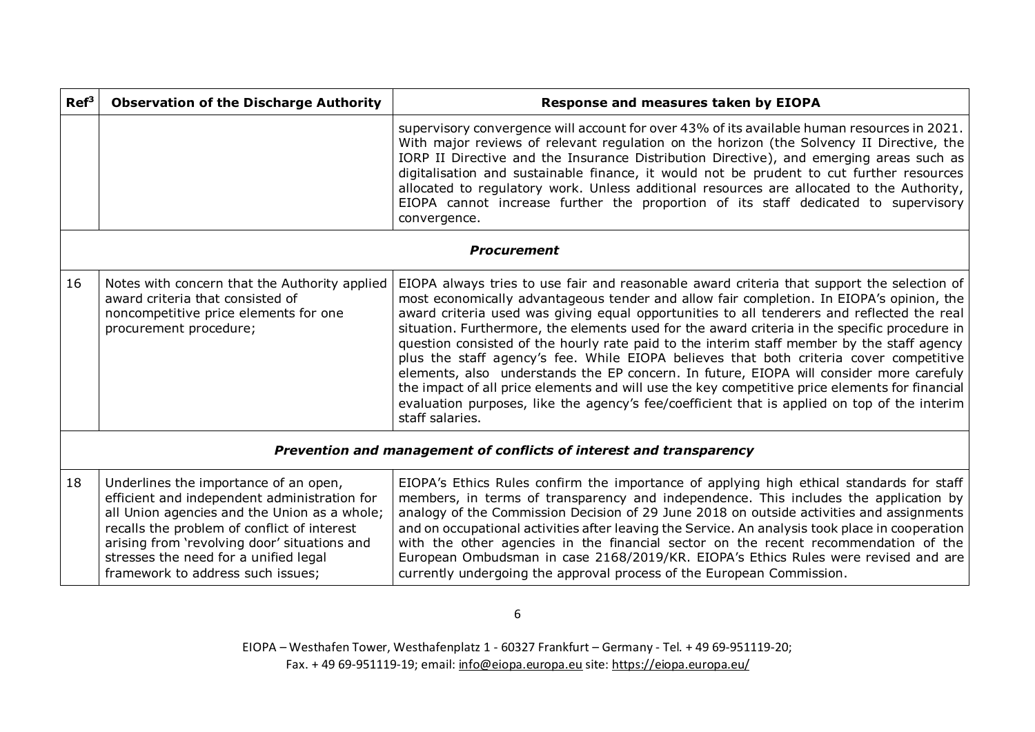| Ref[3] | Observation of the Discharge Authority | Response and measures taken by EIOPA |
|---|---|---|
| | | supervisory convergence will account for over 43% of its available human resources in 2021. With major reviews of relevant regulation on the horizon (the Solvency II Directive, the IORP II Directive and the Insurance Distribution Directive), and emerging areas such as digitalisation and sustainable finance, it would not be prudent to cut further resources allocated to regulatory work. Unless additional resources are allocated to the Authority, EIOPA cannot increase further the proportion of its staff dedicated to supervisory convergence. |
| | | ***Procurement*** |
| 16 | Notes with concern that the Authority applied award criteria that consisted of noncompetitive price elements for one procurement procedure; | EIOPA always tries to use fair and reasonable award criteria that support the selection of most economically advantageous tender and allow fair completion. In EIOPA's opinion, the award criteria used was giving equal opportunities to all tenderers and reflected the real situation. Furthermore, the elements used for the award criteria in the specific procedure in question consisted of the hourly rate paid to the interim staff member by the staff agency plus the staff agency's fee. While EIOPA believes that both criteria cover competitive elements, also understands the EP concern. In future, EIOPA will consider more carefully the impact of all price elements and will use the key competitive price elements for financial evaluation purposes, like the agency's fee/coefficient that is applied on top of the interim staff salaries. |
| | | ***Prevention and management of conflicts of interest and transparency*** |
| 18 | Underlines the importance of an open, efficient and independent administration for all Union agencies and the Union as a whole; recalls the problem of conflict of interest arising from 'revolving door' situations and stresses the need for a unified legal framework to address such issues; | EIOPA's Ethics Rules confirm the importance of applying high ethical standards for staff members, in terms of transparency and independence. This includes the application by analogy of the Commission Decision of 29 June 2018 on outside activities and assignments and on occupational activities after leaving the Service. An analysis took place in cooperation with the other agencies in the financial sector on the recent recommendation of the European Ombudsman in case 2168/2019/KR. EIOPA's Ethics Rules were revised and are currently undergoing the approval process of the European Commission. |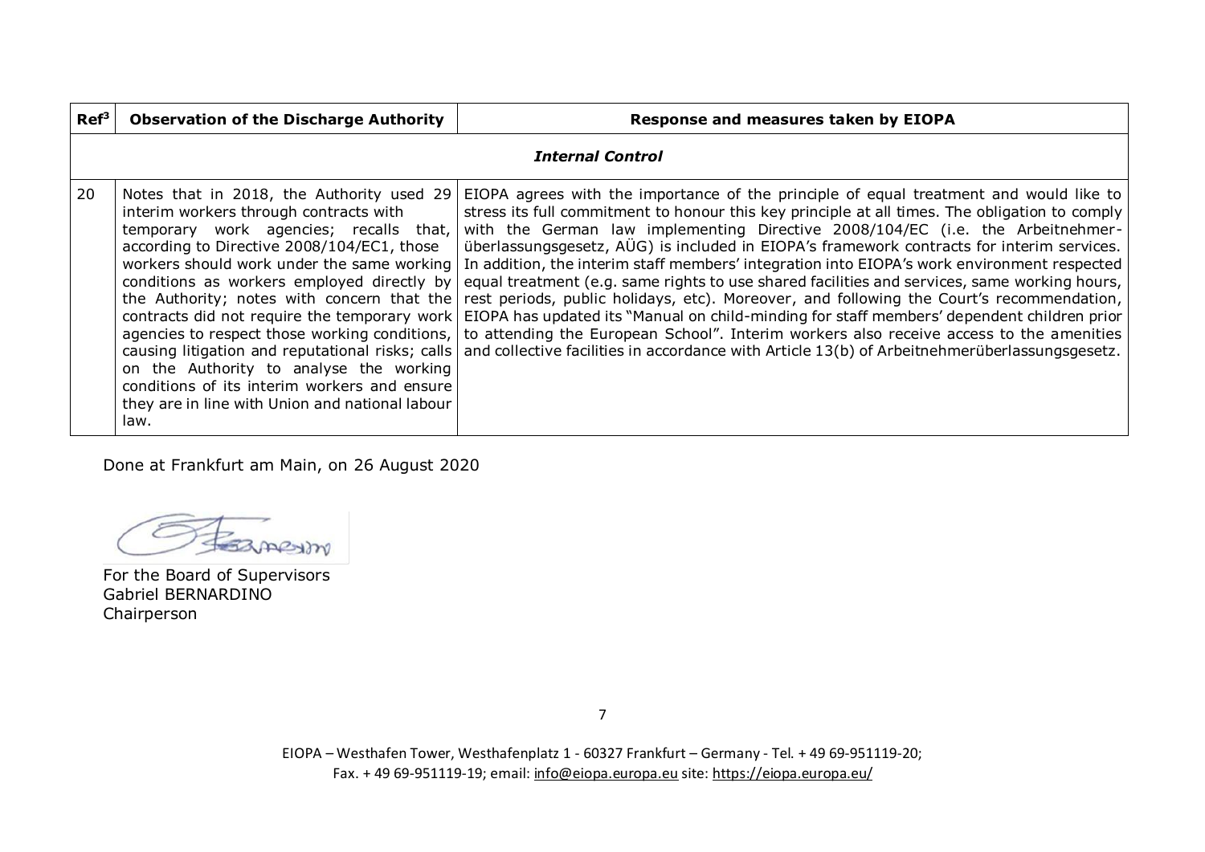| Ref[3] | Observation of the Discharge Authority | Response and measures taken by EIOPA |
|---|---|---|
| | ***Internal Control*** | |
| 20 | Notes that in 2018, the Authority used 29 interim workers through contracts with temporary work agencies; recalls that, according to Directive 2008/104/EC1, those workers should work under the same working conditions as workers employed directly by the Authority; notes with concern that the contracts did not require the temporary work agencies to respect those working conditions, causing litigation and reputational risks; calls on the Authority to analyse the working conditions of its interim workers and ensure they are in line with Union and national labour law. | EIOPA agrees with the importance of the principle of equal treatment and would like to stress its full commitment to honour this key principle at all times. The obligation to comply with the German law implementing Directive 2008/104/EC (i.e. the Arbeitnehmer-überlassungsgesetz, AÜG) is included in EIOPA's framework contracts for interim services. In addition, the interim staff members' integration into EIOPA's work environment respected equal treatment (e.g. same rights to use shared facilities and services, same working hours, rest periods, public holidays, etc). Moreover, and following the Court's recommendation, EIOPA has updated its "Manual on child-minding for staff members' dependent children prior to attending the European School". Interim workers also receive access to the amenities and collective facilities in accordance with Article 13(b) of Arbeitnehmerüberlassungsgesetz. |

Done at Frankfurt am Main, on 26 August 2020

For the Board of Supervisors
Gabriel BERNARDINO
Chairperson

EIOPA – Westhafen Tower, Westhafenplatz 1 - 60327 Frankfurt – Germany - Tel. + 49 69-951119-20;
Fax. + 49 69-951119-19; email: info@eiopa.europa.eu site: https://eiopa.europa.eu/